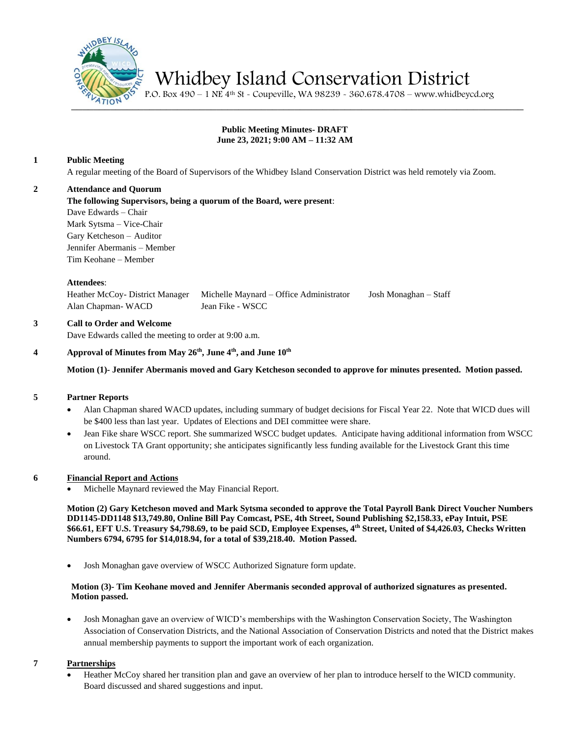# Whidbey Island Conservation District

P.O. Box 490 – 1 NE 4th St - Coupeville, WA 98239 - 360.678.4708 – www.whidbeycd.org

**Public Meeting Minutes- DRAFT**
**June 23, 2021; 9:00 AM – 11:32 AM**

**1 Public Meeting**

A regular meeting of the Board of Supervisors of the Whidbey Island Conservation District was held remotely via Zoom.

**2 Attendance and Quorum**

**The following Supervisors, being a quorum of the Board, were present**:

Dave Edwards – Chair
Mark Sytsma – Vice-Chair
Gary Ketcheson – Auditor
Jennifer Abermanis – Member
Tim Keohane – Member

**Attendees**:

Heather McCoy- District Manager
Michelle Maynard – Office Administrator
Josh Monaghan – Staff
Alan Chapman- WACD
Jean Fike - WSCC

**3 Call to Order and Welcome**

Dave Edwards called the meeting to order at 9:00 a.m.

**4 Approval of Minutes from May 26th, June 4th, and June 10th**

**Motion (1)- Jennifer Abermanis moved and Gary Ketcheson seconded to approve for minutes presented. Motion passed.**

**5 Partner Reports**

- Alan Chapman shared WACD updates, including summary of budget decisions for Fiscal Year 22. Note that WICD dues will be $400 less than last year. Updates of Elections and DEI committee were share.
- Jean Fike share WSCC report. She summarized WSCC budget updates. Anticipate having additional information from WSCC on Livestock TA Grant opportunity; she anticipates significantly less funding available for the Livestock Grant this time around.

**6 Financial Report and Actions**

- Michelle Maynard reviewed the May Financial Report.

**Motion (2) Gary Ketcheson moved and Mark Sytsma seconded to approve the Total Payroll Bank Direct Voucher Numbers DD1145-DD1148 $13,749.80, Online Bill Pay Comcast, PSE, 4th Street, Sound Publishing $2,158.33, ePay Intuit, PSE $66.61, EFT U.S. Treasury $4,798.69, to be paid SCD, Employee Expenses, 4th Street, United of $4,426.03, Checks Written Numbers 6794, 6795 for $14,018.94, for a total of $39,218.40. Motion Passed.**

- Josh Monaghan gave overview of WSCC Authorized Signature form update.

**Motion (3)- Tim Keohane moved and Jennifer Abermanis seconded approval of authorized signatures as presented. Motion passed.**

- Josh Monaghan gave an overview of WICD's memberships with the Washington Conservation Society, The Washington Association of Conservation Districts, and the National Association of Conservation Districts and noted that the District makes annual membership payments to support the important work of each organization.

**7 Partnerships**

- Heather McCoy shared her transition plan and gave an overview of her plan to introduce herself to the WICD community. Board discussed and shared suggestions and input.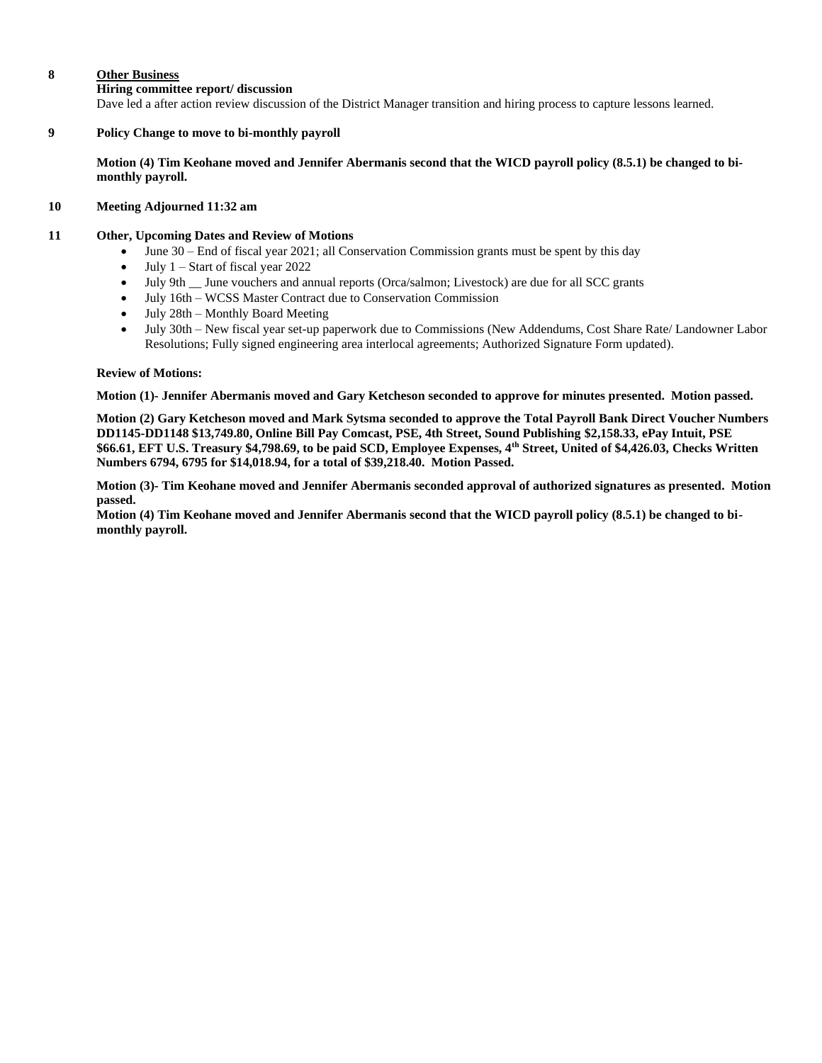**8 Other Business**

**Hiring committee report/ discussion**

Dave led a after action review discussion of the District Manager transition and hiring process to capture lessons learned.

**9 Policy Change to move to bi-monthly payroll**

**Motion (4) Tim Keohane moved and Jennifer Abermanis second that the WICD payroll policy (8.5.1) be changed to bi-monthly payroll.**

**10 Meeting Adjourned 11:32 am**

**11 Other, Upcoming Dates and Review of Motions**

- June 30 – End of fiscal year 2021; all Conservation Commission grants must be spent by this day
- July 1 – Start of fiscal year 2022
- July 9th __ June vouchers and annual reports (Orca/salmon; Livestock) are due for all SCC grants
- July 16th – WCSS Master Contract due to Conservation Commission
- July 28th – Monthly Board Meeting
- July 30th – New fiscal year set-up paperwork due to Commissions (New Addendums, Cost Share Rate/ Landowner Labor Resolutions; Fully signed engineering area interlocal agreements; Authorized Signature Form updated).

**Review of Motions:**

**Motion (1)- Jennifer Abermanis moved and Gary Ketcheson seconded to approve for minutes presented. Motion passed.**

**Motion (2) Gary Ketcheson moved and Mark Sytsma seconded to approve the Total Payroll Bank Direct Voucher Numbers DD1145-DD1148 $13,749.80, Online Bill Pay Comcast, PSE, 4th Street, Sound Publishing $2,158.33, ePay Intuit, PSE $66.61, EFT U.S. Treasury $4,798.69, to be paid SCD, Employee Expenses, 4th Street, United of $4,426.03, Checks Written Numbers 6794, 6795 for $14,018.94, for a total of $39,218.40. Motion Passed.**

**Motion (3)- Tim Keohane moved and Jennifer Abermanis seconded approval of authorized signatures as presented. Motion passed.**

**Motion (4) Tim Keohane moved and Jennifer Abermanis second that the WICD payroll policy (8.5.1) be changed to bi-monthly payroll.**